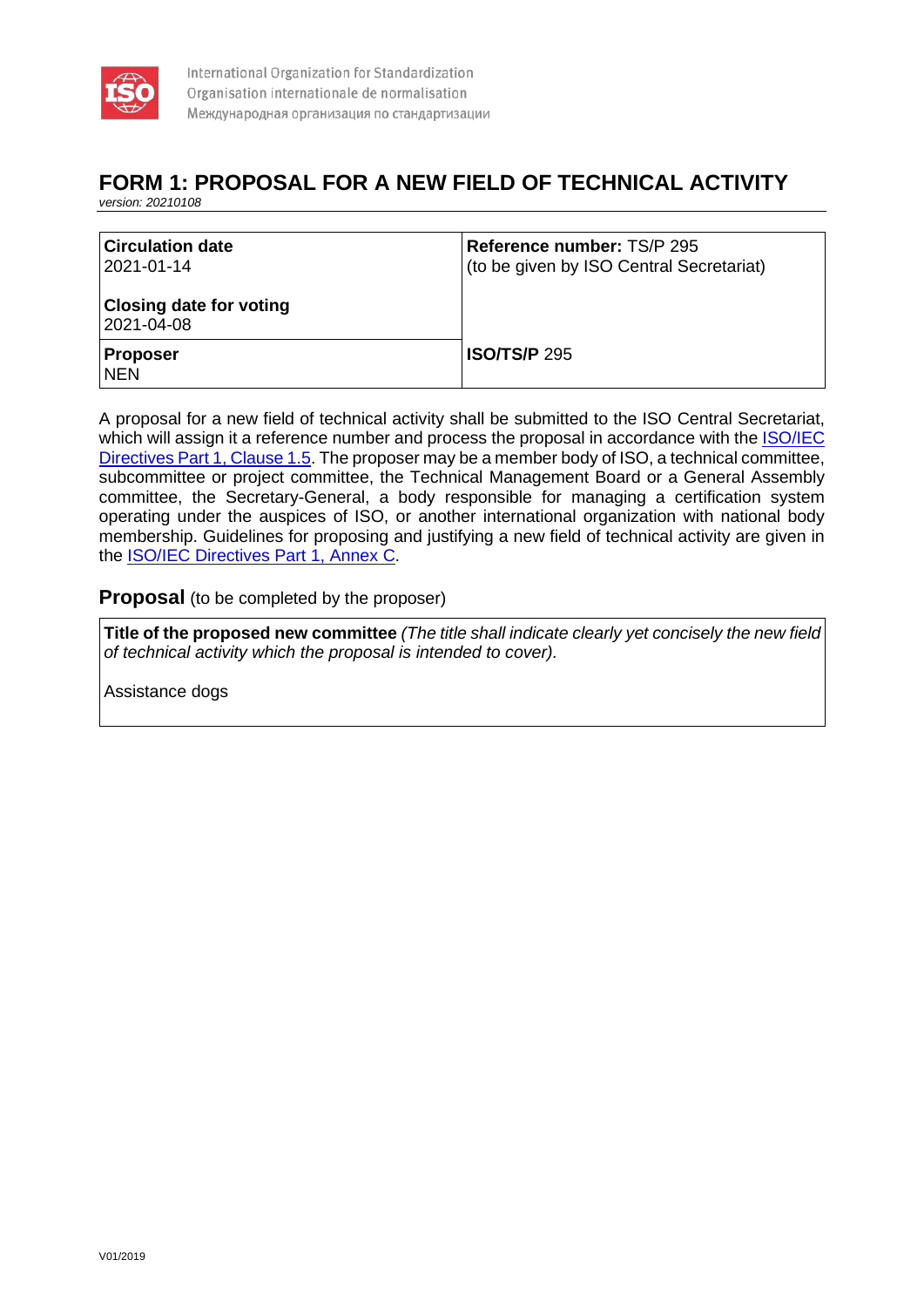International Organization for Standardization
Organisation internationale de normalisation
Международная организация по стандартизации

# FORM 1: PROPOSAL FOR A NEW FIELD OF TECHNICAL ACTIVITY

*version: 20210108*

| **Circulation date**<br>2021-01-14<br><br>**Closing date for voting**<br>2021-04-08 | **Reference number:** TS/P 295<br>(to be given by ISO Central Secretariat) |
|---|---|
| **Proposer**<br>NEN | **ISO/TS/P** 295 |

A proposal for a new field of technical activity shall be submitted to the ISO Central Secretariat, which will assign it a reference number and process the proposal in accordance with the ISO/IEC Directives Part 1, Clause 1.5. The proposer may be a member body of ISO, a technical committee, subcommittee or project committee, the Technical Management Board or a General Assembly committee, the Secretary-General, a body responsible for managing a certification system operating under the auspices of ISO, or another international organization with national body membership. Guidelines for proposing and justifying a new field of technical activity are given in the ISO/IEC Directives Part 1, Annex C.

## Proposal (to be completed by the proposer)

| **Title of the proposed new committee** *(The title shall indicate clearly yet concisely the new field of technical activity which the proposal is intended to cover).*<br><br>Assistance dogs |
|---|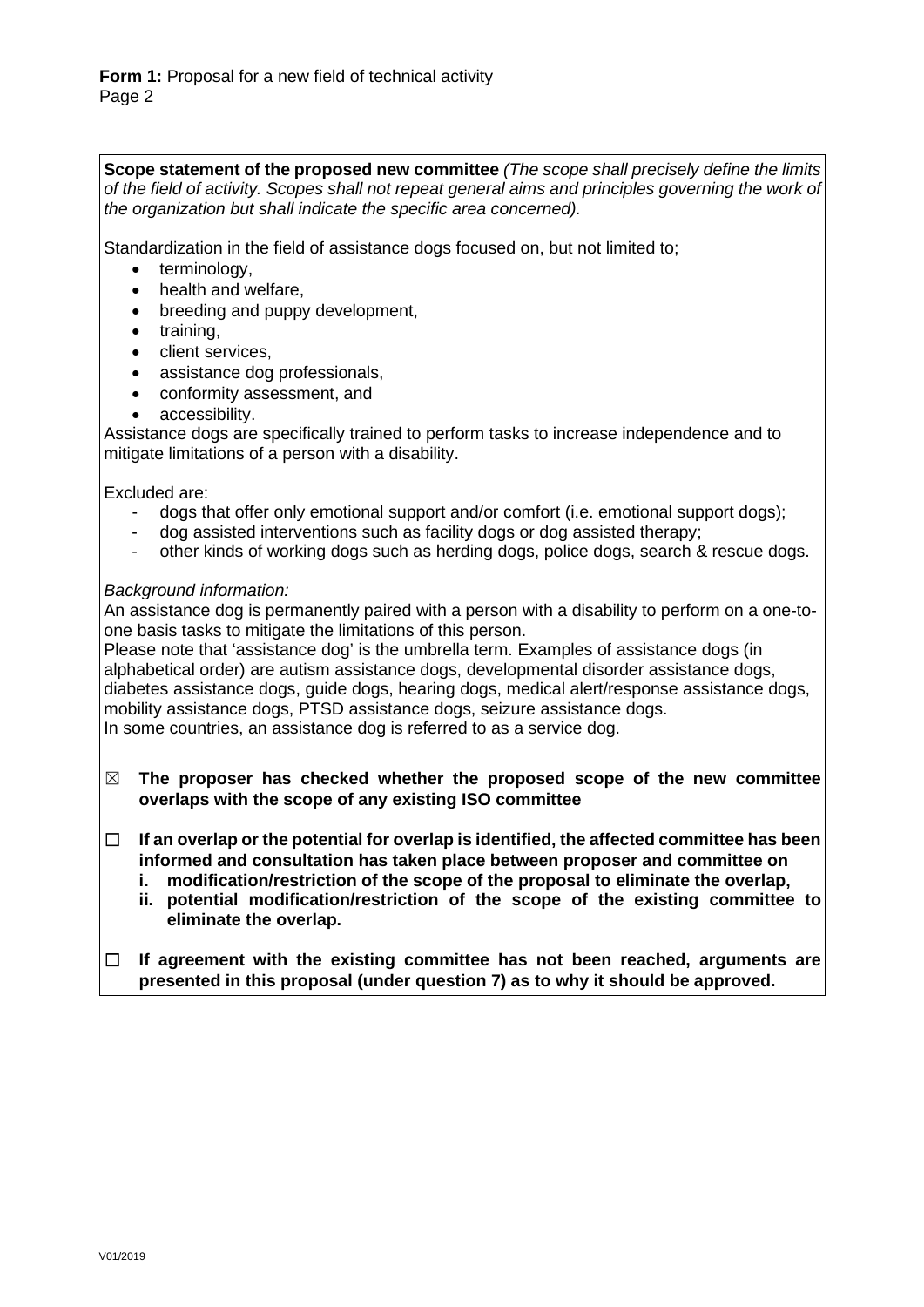**Scope statement of the proposed new committee** *(The scope shall precisely define the limits of the field of activity. Scopes shall not repeat general aims and principles governing the work of the organization but shall indicate the specific area concerned).*

Standardization in the field of assistance dogs focused on, but not limited to;

- terminology,
- health and welfare,
- breeding and puppy development,
- training,
- client services,
- assistance dog professionals,
- conformity assessment, and
- accessibility.

Assistance dogs are specifically trained to perform tasks to increase independence and to mitigate limitations of a person with a disability.

Excluded are:

- dogs that offer only emotional support and/or comfort (i.e. emotional support dogs);
- dog assisted interventions such as facility dogs or dog assisted therapy;
- other kinds of working dogs such as herding dogs, police dogs, search & rescue dogs.

*Background information:*

An assistance dog is permanently paired with a person with a disability to perform on a one-to-one basis tasks to mitigate the limitations of this person.

Please note that 'assistance dog' is the umbrella term. Examples of assistance dogs (in alphabetical order) are autism assistance dogs, developmental disorder assistance dogs, diabetes assistance dogs, guide dogs, hearing dogs, medical alert/response assistance dogs, mobility assistance dogs, PTSD assistance dogs, seizure assistance dogs.

In some countries, an assistance dog is referred to as a service dog.

☒ **The proposer has checked whether the proposed scope of the new committee overlaps with the scope of any existing ISO committee**

☐ **If an overlap or the potential for overlap is identified, the affected committee has been informed and consultation has taken place between proposer and committee on**

**i. modification/restriction of the scope of the proposal to eliminate the overlap,**

**ii. potential modification/restriction of the scope of the existing committee to eliminate the overlap.**

☐ **If agreement with the existing committee has not been reached, arguments are presented in this proposal (under question 7) as to why it should be approved.**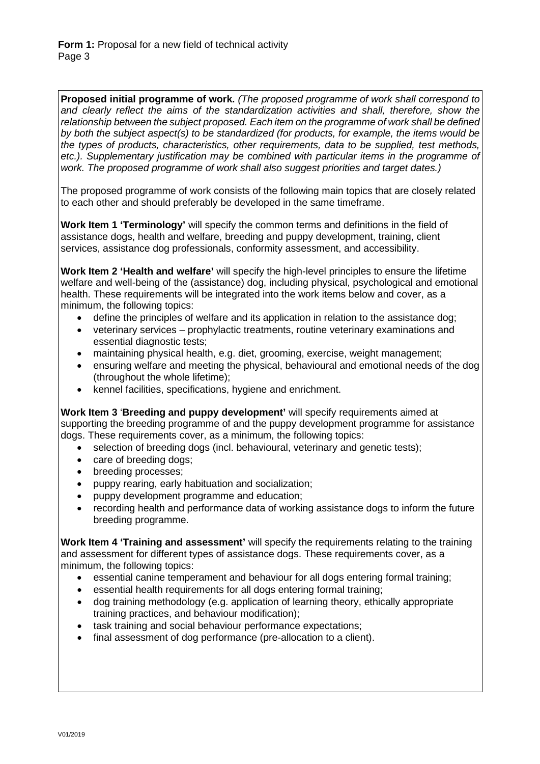**Form 1:** Proposal for a new field of technical activity

**Proposed initial programme of work.** *(The proposed programme of work shall correspond to and clearly reflect the aims of the standardization activities and shall, therefore, show the relationship between the subject proposed. Each item on the programme of work shall be defined by both the subject aspect(s) to be standardized (for products, for example, the items would be the types of products, characteristics, other requirements, data to be supplied, test methods, etc.). Supplementary justification may be combined with particular items in the programme of work. The proposed programme of work shall also suggest priorities and target dates.)*

The proposed programme of work consists of the following main topics that are closely related to each other and should preferably be developed in the same timeframe.

**Work Item 1 'Terminology'** will specify the common terms and definitions in the field of assistance dogs, health and welfare, breeding and puppy development, training, client services, assistance dog professionals, conformity assessment, and accessibility.

**Work Item 2 'Health and welfare'** will specify the high-level principles to ensure the lifetime welfare and well-being of the (assistance) dog, including physical, psychological and emotional health. These requirements will be integrated into the work items below and cover, as a minimum, the following topics:

- define the principles of welfare and its application in relation to the assistance dog;
- veterinary services – prophylactic treatments, routine veterinary examinations and essential diagnostic tests;
- maintaining physical health, e.g. diet, grooming, exercise, weight management;
- ensuring welfare and meeting the physical, behavioural and emotional needs of the dog (throughout the whole lifetime);
- kennel facilities, specifications, hygiene and enrichment.

**Work Item 3 'Breeding and puppy development'** will specify requirements aimed at supporting the breeding programme of and the puppy development programme for assistance dogs. These requirements cover, as a minimum, the following topics:

- selection of breeding dogs (incl. behavioural, veterinary and genetic tests);
- care of breeding dogs;
- breeding processes;
- puppy rearing, early habituation and socialization;
- puppy development programme and education;
- recording health and performance data of working assistance dogs to inform the future breeding programme.

**Work Item 4 'Training and assessment'** will specify the requirements relating to the training and assessment for different types of assistance dogs. These requirements cover, as a minimum, the following topics:

- essential canine temperament and behaviour for all dogs entering formal training;
- essential health requirements for all dogs entering formal training;
- dog training methodology (e.g. application of learning theory, ethically appropriate training practices, and behaviour modification);
- task training and social behaviour performance expectations;
- final assessment of dog performance (pre-allocation to a client).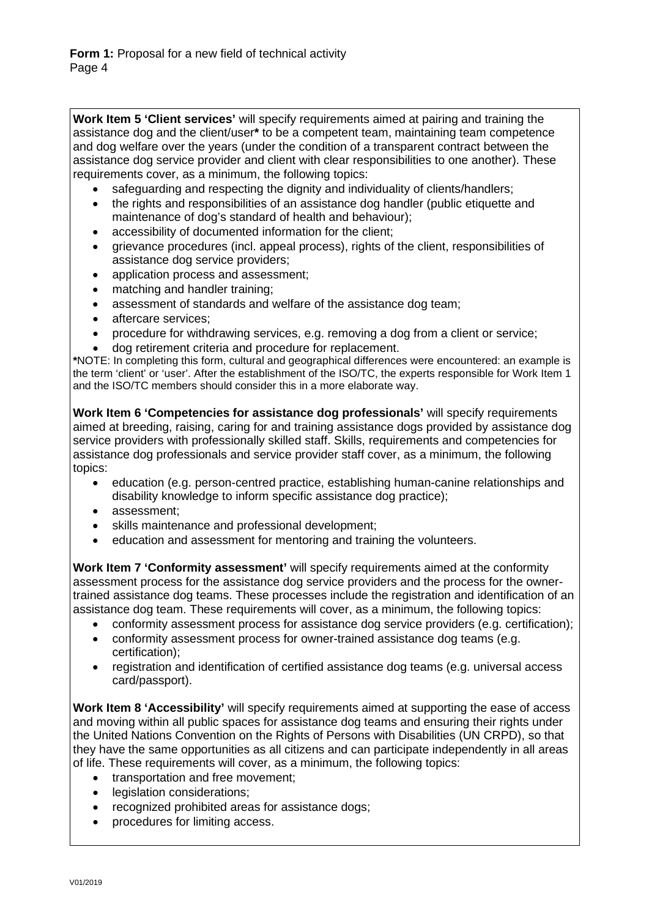**Work Item 5 'Client services'** will specify requirements aimed at pairing and training the assistance dog and the client/user* to be a competent team, maintaining team competence and dog welfare over the years (under the condition of a transparent contract between the assistance dog service provider and client with clear responsibilities to one another). These requirements cover, as a minimum, the following topics:

- safeguarding and respecting the dignity and individuality of clients/handlers;
- the rights and responsibilities of an assistance dog handler (public etiquette and maintenance of dog's standard of health and behaviour);
- accessibility of documented information for the client;
- grievance procedures (incl. appeal process), rights of the client, responsibilities of assistance dog service providers;
- application process and assessment;
- matching and handler training;
- assessment of standards and welfare of the assistance dog team;
- aftercare services;
- procedure for withdrawing services, e.g. removing a dog from a client or service;
- dog retirement criteria and procedure for replacement.

*NOTE: In completing this form, cultural and geographical differences were encountered: an example is the term 'client' or 'user'. After the establishment of the ISO/TC, the experts responsible for Work Item 1 and the ISO/TC members should consider this in a more elaborate way.

**Work Item 6 'Competencies for assistance dog professionals'** will specify requirements aimed at breeding, raising, caring for and training assistance dogs provided by assistance dog service providers with professionally skilled staff. Skills, requirements and competencies for assistance dog professionals and service provider staff cover, as a minimum, the following topics:

- education (e.g. person-centred practice, establishing human-canine relationships and disability knowledge to inform specific assistance dog practice);
- assessment;
- skills maintenance and professional development;
- education and assessment for mentoring and training the volunteers.

**Work Item 7 'Conformity assessment'** will specify requirements aimed at the conformity assessment process for the assistance dog service providers and the process for the owner-trained assistance dog teams. These processes include the registration and identification of an assistance dog team. These requirements will cover, as a minimum, the following topics:

- conformity assessment process for assistance dog service providers (e.g. certification);
- conformity assessment process for owner-trained assistance dog teams (e.g. certification);
- registration and identification of certified assistance dog teams (e.g. universal access card/passport).

**Work Item 8 'Accessibility'** will specify requirements aimed at supporting the ease of access and moving within all public spaces for assistance dog teams and ensuring their rights under the United Nations Convention on the Rights of Persons with Disabilities (UN CRPD), so that they have the same opportunities as all citizens and can participate independently in all areas of life. These requirements will cover, as a minimum, the following topics:

- transportation and free movement;
- legislation considerations;
- recognized prohibited areas for assistance dogs;
- procedures for limiting access.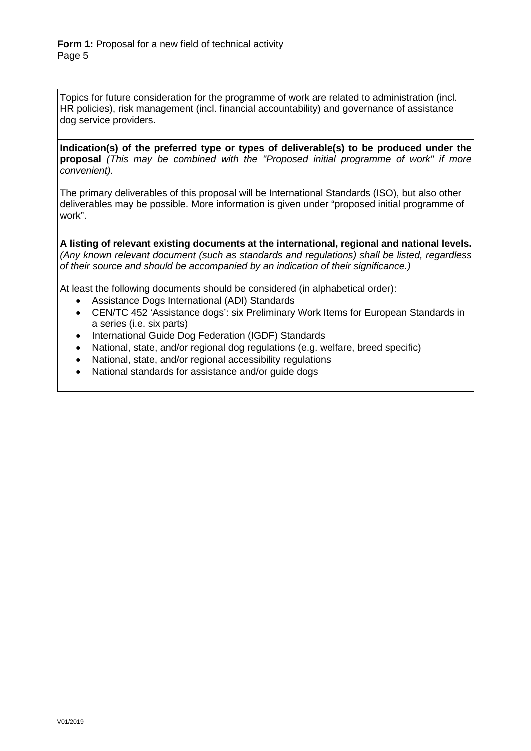Topics for future consideration for the programme of work are related to administration (incl. HR policies), risk management (incl. financial accountability) and governance of assistance dog service providers.

**Indication(s) of the preferred type or types of deliverable(s) to be produced under the proposal** *(This may be combined with the "Proposed initial programme of work" if more convenient).*

The primary deliverables of this proposal will be International Standards (ISO), but also other deliverables may be possible. More information is given under "proposed initial programme of work".

**A listing of relevant existing documents at the international, regional and national levels.** *(Any known relevant document (such as standards and regulations) shall be listed, regardless of their source and should be accompanied by an indication of their significance.)*

At least the following documents should be considered (in alphabetical order):

- Assistance Dogs International (ADI) Standards
- CEN/TC 452 'Assistance dogs': six Preliminary Work Items for European Standards in a series (i.e. six parts)
- International Guide Dog Federation (IGDF) Standards
- National, state, and/or regional dog regulations (e.g. welfare, breed specific)
- National, state, and/or regional accessibility regulations
- National standards for assistance and/or guide dogs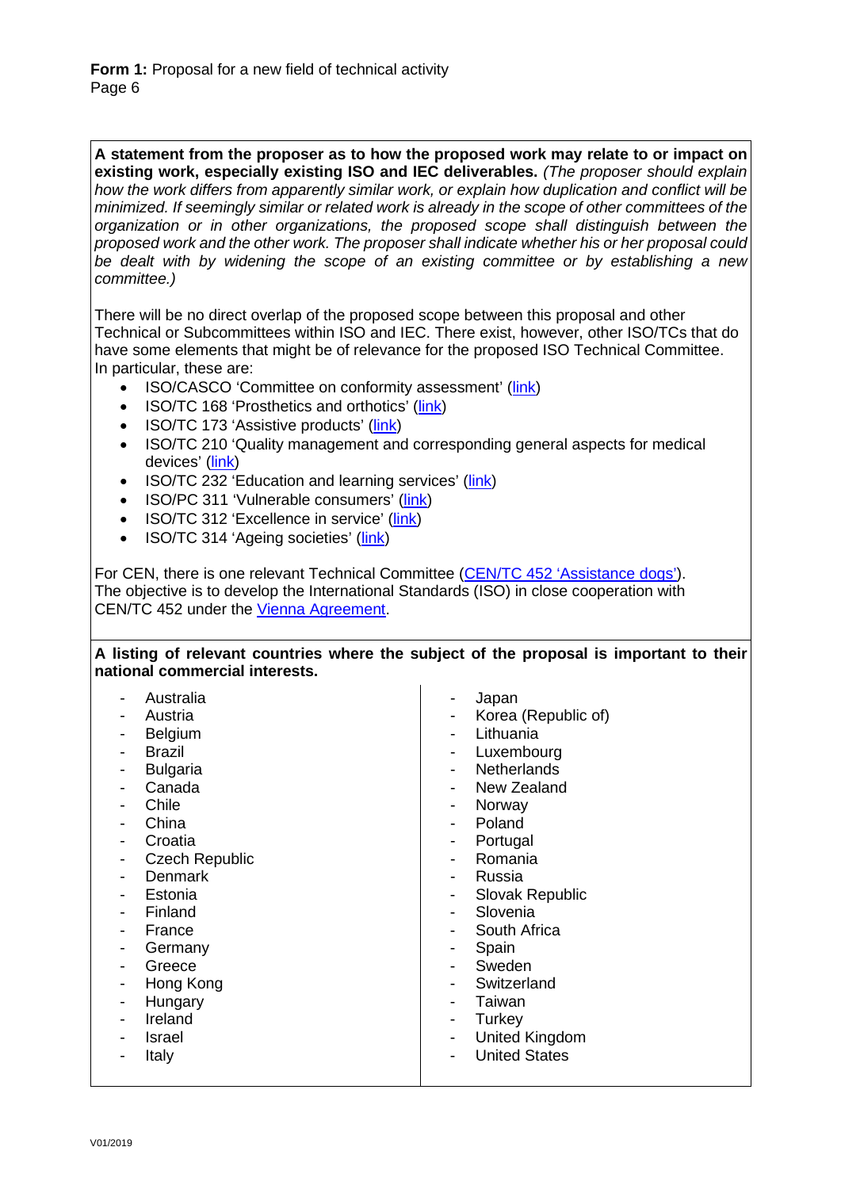**A statement from the proposer as to how the proposed work may relate to or impact on existing work, especially existing ISO and IEC deliverables.** *(The proposer should explain how the work differs from apparently similar work, or explain how duplication and conflict will be minimized. If seemingly similar or related work is already in the scope of other committees of the organization or in other organizations, the proposed scope shall distinguish between the proposed work and the other work. The proposer shall indicate whether his or her proposal could be dealt with by widening the scope of an existing committee or by establishing a new committee.)*

There will be no direct overlap of the proposed scope between this proposal and other Technical or Subcommittees within ISO and IEC. There exist, however, other ISO/TCs that do have some elements that might be of relevance for the proposed ISO Technical Committee. In particular, these are:

- ISO/CASCO 'Committee on conformity assessment' (link)
- ISO/TC 168 'Prosthetics and orthotics' (link)
- ISO/TC 173 'Assistive products' (link)
- ISO/TC 210 'Quality management and corresponding general aspects for medical devices' (link)
- ISO/TC 232 'Education and learning services' (link)
- ISO/PC 311 'Vulnerable consumers' (link)
- ISO/TC 312 'Excellence in service' (link)
- ISO/TC 314 'Ageing societies' (link)

For CEN, there is one relevant Technical Committee (CEN/TC 452 'Assistance dogs'). The objective is to develop the International Standards (ISO) in close cooperation with CEN/TC 452 under the Vienna Agreement.

**A listing of relevant countries where the subject of the proposal is important to their national commercial interests.**

- Australia
- Austria
- Belgium
- Brazil
- Bulgaria
- Canada
- Chile
- China
- Croatia
- Czech Republic
- Denmark
- Estonia
- Finland
- France
- Germany
- Greece
- Hong Kong
- Hungary
- Ireland
- Israel
- Italy
- Japan
- Korea (Republic of)
- Lithuania
- Luxembourg
- Netherlands
- New Zealand
- Norway
- Poland
- Portugal
- Romania
- Russia
- Slovak Republic
- Slovenia
- South Africa
- Spain
- Sweden
- Switzerland
- Taiwan
- Turkey
- United Kingdom
- United States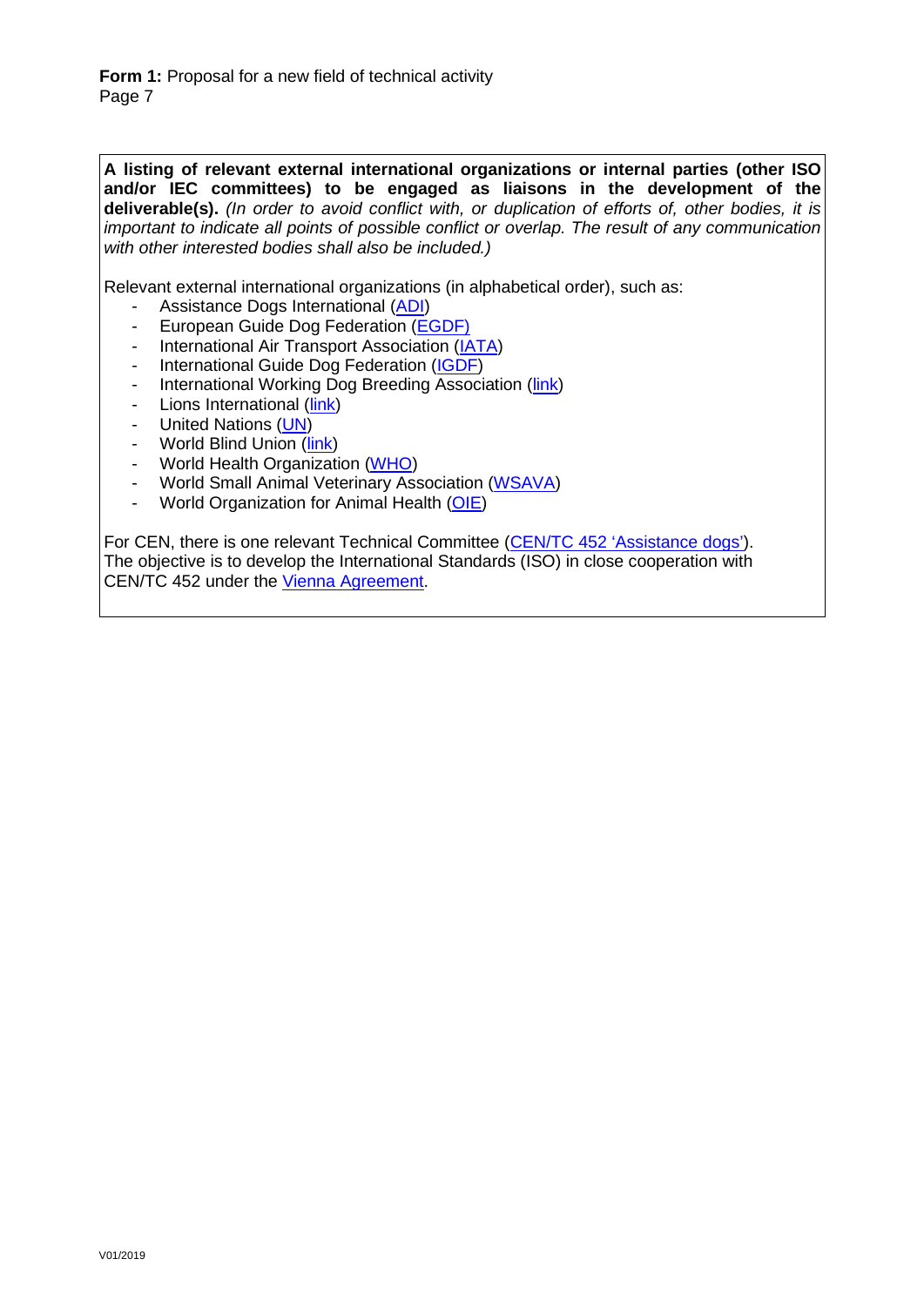**A listing of relevant external international organizations or internal parties (other ISO and/or IEC committees) to be engaged as liaisons in the development of the deliverable(s).** *(In order to avoid conflict with, or duplication of efforts of, other bodies, it is important to indicate all points of possible conflict or overlap. The result of any communication with other interested bodies shall also be included.)*

Relevant external international organizations (in alphabetical order), such as:

- Assistance Dogs International (ADI)
- European Guide Dog Federation (EGDF)
- International Air Transport Association (IATA)
- International Guide Dog Federation (IGDF)
- International Working Dog Breeding Association (link)
- Lions International (link)
- United Nations (UN)
- World Blind Union (link)
- World Health Organization (WHO)
- World Small Animal Veterinary Association (WSAVA)
- World Organization for Animal Health (OIE)

For CEN, there is one relevant Technical Committee (CEN/TC 452 'Assistance dogs'). The objective is to develop the International Standards (ISO) in close cooperation with CEN/TC 452 under the Vienna Agreement.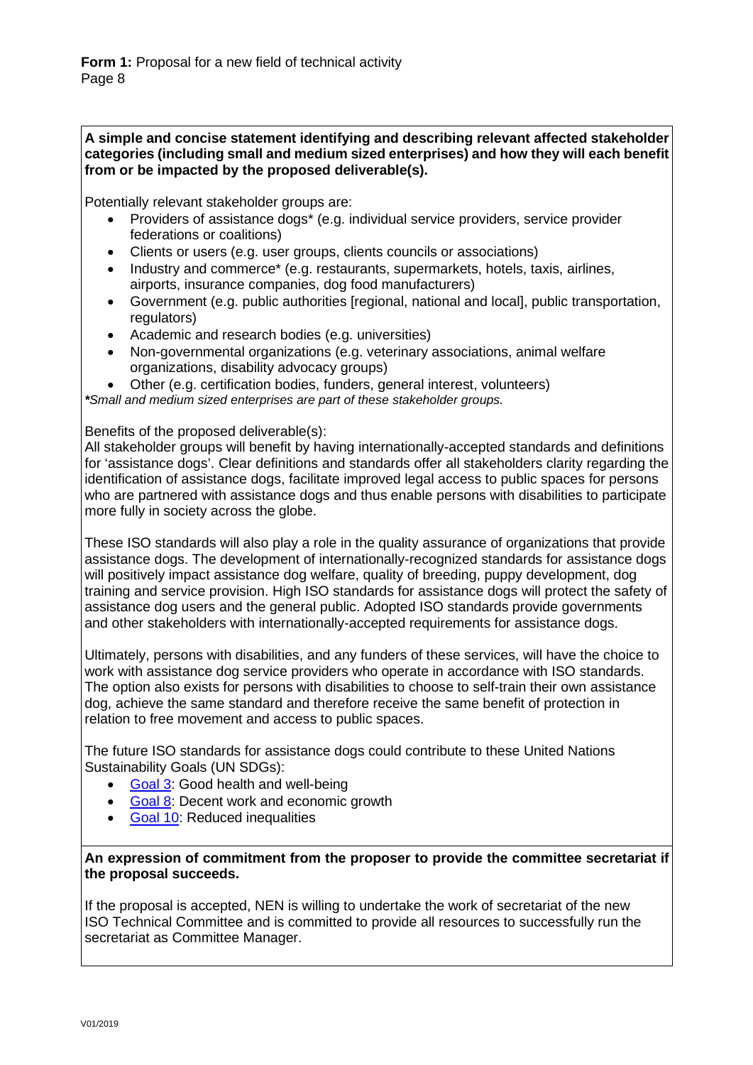**A simple and concise statement identifying and describing relevant affected stakeholder categories (including small and medium sized enterprises) and how they will each benefit from or be impacted by the proposed deliverable(s).**

Potentially relevant stakeholder groups are:

- Providers of assistance dogs* (e.g. individual service providers, service provider federations or coalitions)
- Clients or users (e.g. user groups, clients councils or associations)
- Industry and commerce* (e.g. restaurants, supermarkets, hotels, taxis, airlines, airports, insurance companies, dog food manufacturers)
- Government (e.g. public authorities [regional, national and local], public transportation, regulators)
- Academic and research bodies (e.g. universities)
- Non-governmental organizations (e.g. veterinary associations, animal welfare organizations, disability advocacy groups)
- Other (e.g. certification bodies, funders, general interest, volunteers)

*\*Small and medium sized enterprises are part of these stakeholder groups.*

Benefits of the proposed deliverable(s):
All stakeholder groups will benefit by having internationally-accepted standards and definitions for 'assistance dogs'. Clear definitions and standards offer all stakeholders clarity regarding the identification of assistance dogs, facilitate improved legal access to public spaces for persons who are partnered with assistance dogs and thus enable persons with disabilities to participate more fully in society across the globe.

These ISO standards will also play a role in the quality assurance of organizations that provide assistance dogs. The development of internationally-recognized standards for assistance dogs will positively impact assistance dog welfare, quality of breeding, puppy development, dog training and service provision. High ISO standards for assistance dogs will protect the safety of assistance dog users and the general public. Adopted ISO standards provide governments and other stakeholders with internationally-accepted requirements for assistance dogs.

Ultimately, persons with disabilities, and any funders of these services, will have the choice to work with assistance dog service providers who operate in accordance with ISO standards. The option also exists for persons with disabilities to choose to self-train their own assistance dog, achieve the same standard and therefore receive the same benefit of protection in relation to free movement and access to public spaces.

The future ISO standards for assistance dogs could contribute to these United Nations Sustainability Goals (UN SDGs):

- Goal 3: Good health and well-being
- Goal 8: Decent work and economic growth
- Goal 10: Reduced inequalities

**An expression of commitment from the proposer to provide the committee secretariat if the proposal succeeds.**

If the proposal is accepted, NEN is willing to undertake the work of secretariat of the new ISO Technical Committee and is committed to provide all resources to successfully run the secretariat as Committee Manager.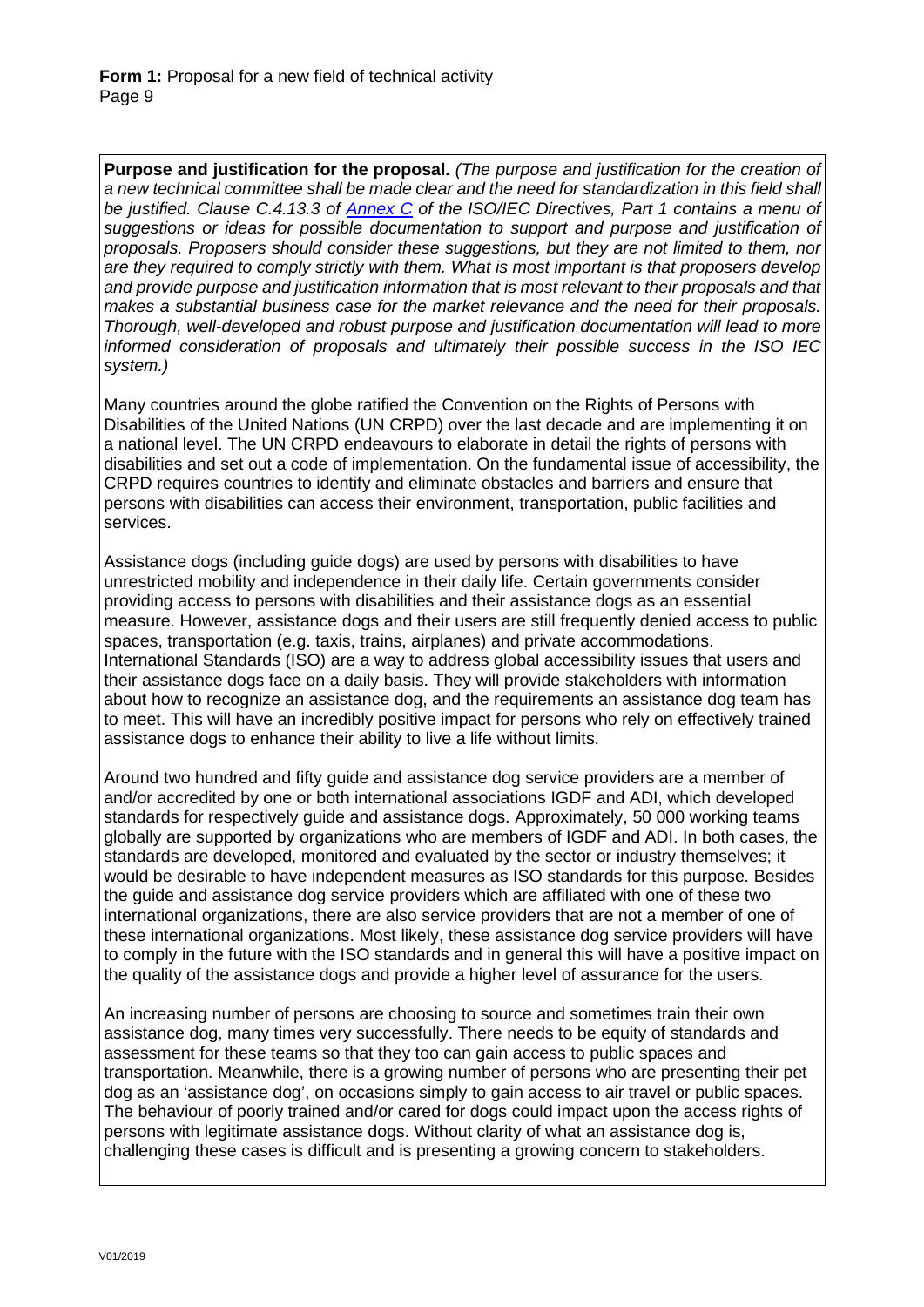**Purpose and justification for the proposal.** *(The purpose and justification for the creation of a new technical committee shall be made clear and the need for standardization in this field shall be justified. Clause C.4.13.3 of [Annex C](#) of the ISO/IEC Directives, Part 1 contains a menu of suggestions or ideas for possible documentation to support and purpose and justification of proposals. Proposers should consider these suggestions, but they are not limited to them, nor are they required to comply strictly with them. What is most important is that proposers develop and provide purpose and justification information that is most relevant to their proposals and that makes a substantial business case for the market relevance and the need for their proposals. Thorough, well-developed and robust purpose and justification documentation will lead to more informed consideration of proposals and ultimately their possible success in the ISO IEC system.)*

Many countries around the globe ratified the Convention on the Rights of Persons with Disabilities of the United Nations (UN CRPD) over the last decade and are implementing it on a national level. The UN CRPD endeavours to elaborate in detail the rights of persons with disabilities and set out a code of implementation. On the fundamental issue of accessibility, the CRPD requires countries to identify and eliminate obstacles and barriers and ensure that persons with disabilities can access their environment, transportation, public facilities and services.

Assistance dogs (including guide dogs) are used by persons with disabilities to have unrestricted mobility and independence in their daily life. Certain governments consider providing access to persons with disabilities and their assistance dogs as an essential measure. However, assistance dogs and their users are still frequently denied access to public spaces, transportation (e.g. taxis, trains, airplanes) and private accommodations. International Standards (ISO) are a way to address global accessibility issues that users and their assistance dogs face on a daily basis. They will provide stakeholders with information about how to recognize an assistance dog, and the requirements an assistance dog team has to meet. This will have an incredibly positive impact for persons who rely on effectively trained assistance dogs to enhance their ability to live a life without limits.

Around two hundred and fifty guide and assistance dog service providers are a member of and/or accredited by one or both international associations IGDF and ADI, which developed standards for respectively guide and assistance dogs. Approximately, 50 000 working teams globally are supported by organizations who are members of IGDF and ADI. In both cases, the standards are developed, monitored and evaluated by the sector or industry themselves; it would be desirable to have independent measures as ISO standards for this purpose. Besides the guide and assistance dog service providers which are affiliated with one of these two international organizations, there are also service providers that are not a member of one of these international organizations. Most likely, these assistance dog service providers will have to comply in the future with the ISO standards and in general this will have a positive impact on the quality of the assistance dogs and provide a higher level of assurance for the users.

An increasing number of persons are choosing to source and sometimes train their own assistance dog, many times very successfully. There needs to be equity of standards and assessment for these teams so that they too can gain access to public spaces and transportation. Meanwhile, there is a growing number of persons who are presenting their pet dog as an 'assistance dog', on occasions simply to gain access to air travel or public spaces. The behaviour of poorly trained and/or cared for dogs could impact upon the access rights of persons with legitimate assistance dogs. Without clarity of what an assistance dog is, challenging these cases is difficult and is presenting a growing concern to stakeholders.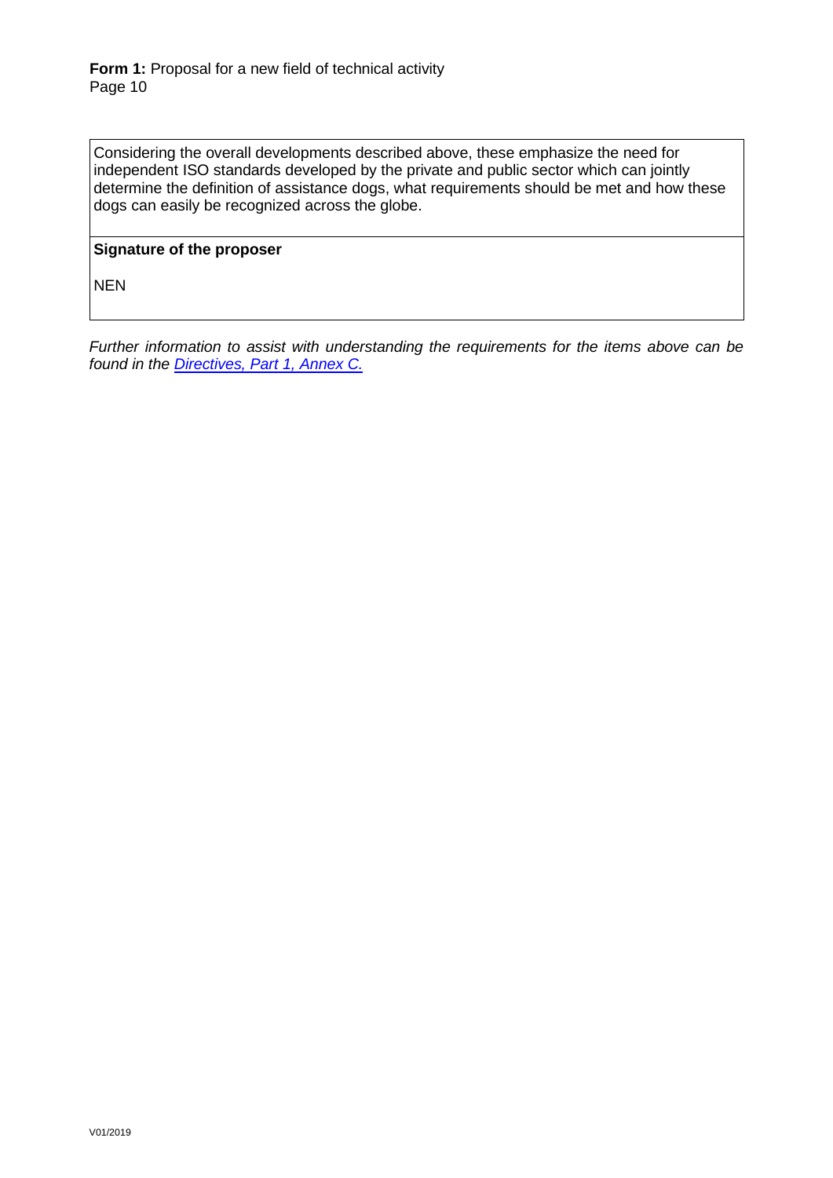Considering the overall developments described above, these emphasize the need for independent ISO standards developed by the private and public sector which can jointly determine the definition of assistance dogs, what requirements should be met and how these dogs can easily be recognized across the globe.

**Signature of the proposer**

NEN

*Further information to assist with understanding the requirements for the items above can be found in the [Directives, Part 1, Annex C.](#)*